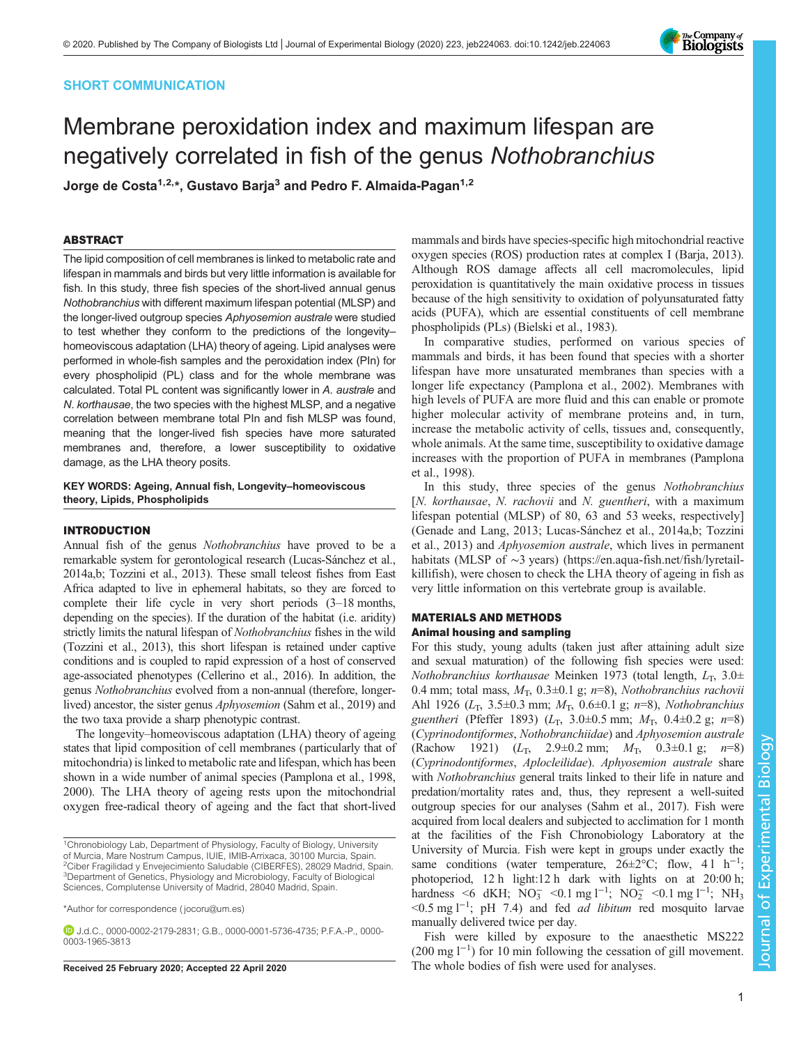SHORT COMMUNICATION

# Membrane peroxidation index and maximum lifespan are negatively correlated in fish of the genus *Nothobranchius*

Jorge de Costa[1,2,*], Gustavo Barja[3] and Pedro F. Almaida-Pagan[1,2]

## ABSTRACT

The lipid composition of cell membranes is linked to metabolic rate and lifespan in mammals and birds but very little information is available for fish. In this study, three fish species of the short-lived annual genus *Nothobranchius* with different maximum lifespan potential (MLSP) and the longer-lived outgroup species *Aphyosemion australe* were studied to test whether they conform to the predictions of the longevity–homeoviscous adaptation (LHA) theory of ageing. Lipid analyses were performed in whole-fish samples and the peroxidation index (PIn) for every phospholipid (PL) class and for the whole membrane was calculated. Total PL content was significantly lower in *A. australe* and *N. korthausae*, the two species with the highest MLSP, and a negative correlation between membrane total PIn and fish MLSP was found, meaning that the longer-lived fish species have more saturated membranes and, therefore, a lower susceptibility to oxidative damage, as the LHA theory posits.

**KEY WORDS: Ageing, Annual fish, Longevity–homeoviscous theory, Lipids, Phospholipids**

## INTRODUCTION

Annual fish of the genus *Nothobranchius* have proved to be a remarkable system for gerontological research (Lucas-Sánchez et al., 2014a,b; Tozzini et al., 2013). These small teleost fishes from East Africa adapted to live in ephemeral habitats, so they are forced to complete their life cycle in very short periods (3–18 months, depending on the species). If the duration of the habitat (i.e. aridity) strictly limits the natural lifespan of *Nothobranchius* fishes in the wild (Tozzini et al., 2013), this short lifespan is retained under captive conditions and is coupled to rapid expression of a host of conserved age-associated phenotypes (Cellerino et al., 2016). In addition, the genus *Nothobranchius* evolved from a non-annual (therefore, longer-lived) ancestor, the sister genus *Aphyosemion* (Sahm et al., 2019) and the two taxa provide a sharp phenotypic contrast.

The longevity–homeoviscous adaptation (LHA) theory of ageing states that lipid composition of cell membranes (particularly that of mitochondria) is linked to metabolic rate and lifespan, which has been shown in a wide number of animal species (Pamplona et al., 1998, 2000). The LHA theory of ageing rests upon the mitochondrial oxygen free-radical theory of ageing and the fact that short-lived mammals and birds have species-specific high mitochondrial reactive oxygen species (ROS) production rates at complex I (Barja, 2013). Although ROS damage affects all cell macromolecules, lipid peroxidation is quantitatively the main oxidative process in tissues because of the high sensitivity to oxidation of polyunsaturated fatty acids (PUFA), which are essential constituents of cell membrane phospholipids (PLs) (Bielski et al., 1983).

In comparative studies, performed on various species of mammals and birds, it has been found that species with a shorter lifespan have more unsaturated membranes than species with a longer life expectancy (Pamplona et al., 2002). Membranes with high levels of PUFA are more fluid and this can enable or promote higher molecular activity of membrane proteins and, in turn, increase the metabolic activity of cells, tissues and, consequently, whole animals. At the same time, susceptibility to oxidative damage increases with the proportion of PUFA in membranes (Pamplona et al., 1998).

In this study, three species of the genus *Nothobranchius* [*N. korthausae*, *N. rachovii* and *N. guentheri*, with a maximum lifespan potential (MLSP) of 80, 63 and 53 weeks, respectively] (Genade and Lang, 2013; Lucas-Sánchez et al., 2014a,b; Tozzini et al., 2013) and *Aphyosemion australe*, which lives in permanent habitats (MLSP of ∼3 years) (https://en.aqua-fish.net/fish/lyretail-killifish), were chosen to check the LHA theory of ageing in fish as very little information on this vertebrate group is available.

## MATERIALS AND METHODS

### Animal housing and sampling

For this study, young adults (taken just after attaining adult size and sexual maturation) of the following fish species were used: *Nothobranchius korthausae* Meinken 1973 (total length, $L_T$, 3.0±0.4 mm; total mass, $M_T$, 0.3±0.1 g; $n$=8), *Nothobranchius rachovii* Ahl 1926 ($L_T$, 3.5±0.3 mm; $M_T$, 0.6±0.1 g; $n$=8), *Nothobranchius guentheri* (Pfeffer 1893) ($L_T$, 3.0±0.5 mm; $M_T$, 0.4±0.2 g; $n$=8) (*Cyprinodontiformes*, *Nothobranchiidae*) and *Aphyosemion australe* (Rachow 1921) ($L_T$, 2.9±0.2 mm; $M_T$, 0.3±0.1 g; $n$=8) (*Cyprinodontiformes*, *Aplocleilidae*). *Aphyosemion australe* share with *Nothobranchius* general traits linked to their life in nature and predation/mortality rates and, thus, they represent a well-suited outgroup species for our analyses (Sahm et al., 2017). Fish were acquired from local dealers and subjected to acclimation for 1 month at the facilities of the Fish Chronobiology Laboratory at the University of Murcia. Fish were kept in groups under exactly the same conditions (water temperature, 26±2°C; flow, 4 l $h^{-1}$; photoperiod, 12 h light:12 h dark with lights on at 20:00 h; hardness <6 dKH; $NO_3^-$ <0.1 mg $l^{-1}$; $NO_2^-$ <0.1 mg $l^{-1}$; $NH_3$ <0.5 mg $l^{-1}$; pH 7.4) and fed *ad libitum* red mosquito larvae manually delivered twice per day.

Fish were killed by exposure to the anaesthetic MS222 (200 mg $l^{-1}$) for 10 min following the cessation of gill movement. The whole bodies of fish were used for analyses.

[1]Chronobiology Lab, Department of Physiology, Faculty of Biology, University of Murcia, Mare Nostrum Campus, IUIE, IMIB-Arrixaca, 30100 Murcia, Spain. [2]Ciber Fragilidad y Envejecimiento Saludable (CIBERFES), 28029 Madrid, Spain. [3]Department of Genetics, Physiology and Microbiology, Faculty of Biological Sciences, Complutense University of Madrid, 28040 Madrid, Spain.

*Author for correspondence (jocoru@um.es)

J.d.C., 0000-0002-2179-2831; G.B., 0000-0001-5736-4735; P.F.A.-P., 0000-0003-1965-3813

**Received 25 February 2020; Accepted 22 April 2020**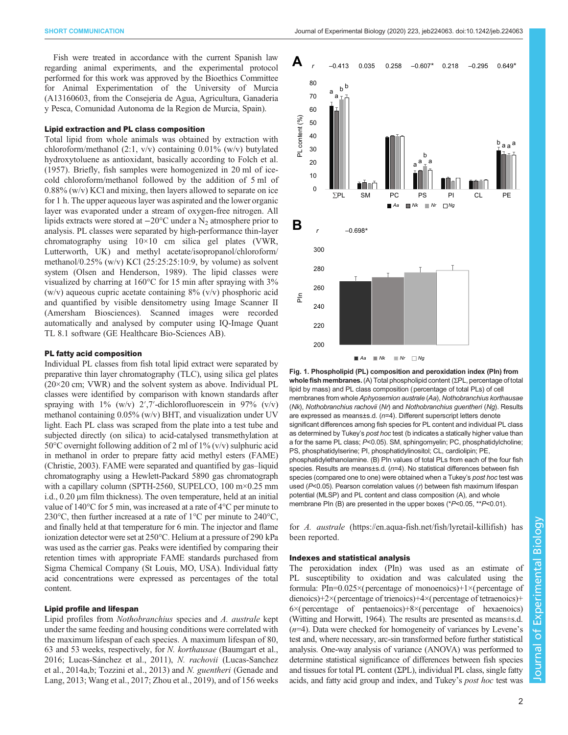Fish were treated in accordance with the current Spanish law regarding animal experiments, and the experimental protocol performed for this work was approved by the Bioethics Committee for Animal Experimentation of the University of Murcia (A13160603, from the Consejeria de Agua, Agricultura, Ganaderia y Pesca, Comunidad Autonoma de la Region de Murcia, Spain).

### Lipid extraction and PL class composition

Total lipid from whole animals was obtained by extraction with chloroform/methanol (2:1, v/v) containing 0.01% (w/v) butylated hydroxytoluene as antioxidant, basically according to Folch et al. (1957). Briefly, fish samples were homogenized in 20 ml of ice-cold chloroform/methanol followed by the addition of 5 ml of 0.88% (w/v) KCl and mixing, then layers allowed to separate on ice for 1 h. The upper aqueous layer was aspirated and the lower organic layer was evaporated under a stream of oxygen-free nitrogen. All lipids extracts were stored at −20°C under a $N_2$ atmosphere prior to analysis. PL classes were separated by high-performance thin-layer chromatography using 10×10 cm silica gel plates (VWR, Lutterworth, UK) and methyl acetate/isopropanol/chloroform/methanol/0.25% (w/v) KCl (25:25:25:10:9, by volume) as solvent system (Olsen and Henderson, 1989). The lipid classes were visualized by charring at 160°C for 15 min after spraying with 3% (w/v) aqueous cupric acetate containing 8% (v/v) phosphoric acid and quantified by visible densitometry using Image Scanner II (Amersham Biosciences). Scanned images were recorded automatically and analysed by computer using IQ-Image Quant TL 8.1 software (GE Healthcare Bio-Sciences AB).

### PL fatty acid composition

Individual PL classes from fish total lipid extract were separated by preparative thin layer chromatography (TLC), using silica gel plates (20×20 cm; VWR) and the solvent system as above. Individual PL classes were identified by comparison with known standards after spraying with 1% (w/v) 2′,7′-dichlorofluorescein in 97% (v/v) methanol containing 0.05% (w/v) BHT, and visualization under UV light. Each PL class was scraped from the plate into a test tube and subjected directly (on silica) to acid-catalysed transmethylation at 50°C overnight following addition of 2 ml of 1% (v/v) sulphuric acid in methanol in order to prepare fatty acid methyl esters (FAME) (Christie, 2003). FAME were separated and quantified by gas–liquid chromatography using a Hewlett-Packard 5890 gas chromatograph with a capillary column (SPTH-2560, SUPELCO, 100 m×0.25 mm i.d., 0.20 µm film thickness). The oven temperature, held at an initial value of 140°C for 5 min, was increased at a rate of 4°C per minute to 230°C, then further increased at a rate of 1°C per minute to 240°C, and finally held at that temperature for 6 min. The injector and flame ionization detector were set at 250°C. Helium at a pressure of 290 kPa was used as the carrier gas. Peaks were identified by comparing their retention times with appropriate FAME standards purchased from Sigma Chemical Company (St Louis, MO, USA). Individual fatty acid concentrations were expressed as percentages of the total content.

### Lipid profile and lifespan

Lipid profiles from *Nothobranchius* species and *A. australe* kept under the same feeding and housing conditions were correlated with the maximum lifespan of each species. A maximum lifespan of 80, 63 and 53 weeks, respectively, for *N. korthausae* (Baumgart et al., 2016; Lucas-Sánchez et al., 2011), *N. rachovii* (Lucas-Sanchez et al., 2014a,b; Tozzini et al., 2013) and *N. guentheri* (Genade and Lang, 2013; Wang et al., 2017; Zhou et al., 2019), and of 156 weeks for *A. australe* (https://en.aqua-fish.net/fish/lyretail-killifish) has been reported.

**Fig. 1. Phospholipid (PL) composition and peroxidation index (PIn) from whole fish membranes.** (A) Total phospholipid content (ΣPL, percentage of total lipid by mass) and PL class composition (percentage of total PLs) of cell membranes from whole *Aphyosemion australe* (*Aa*), *Nothobranchius korthausae* (*Nk*), *Nothobranchius rachovii* (*Nr*) and *Nothobranchius guentheri* (*Ng*). Results are expressed as means±s.d. ($n$=4). Different superscript letters denote significant differences among fish species for PL content and individual PL class as determined by Tukey's *post hoc* test (b indicates a statically higher value than a for the same PL class; $P$<0.05). SM, sphingomyelin; PC, phosphatidylcholine; PS, phosphatidylserine; PI, phosphatidylinositol; CL, cardiolipin; PE, phosphatidylethanolamine. (B) PIn values of total PLs from each of the four fish species. Results are means±s.d. ($n$=4). No statistical differences between fish species (compared one to one) were obtained when a Tukey's *post hoc* test was used ($P$<0.05). Pearson correlation values ($r$) between fish maximum lifespan potential (MLSP) and PL content and class composition (A), and whole membrane PIn (B) are presented in the upper boxes (*$P$<0.05, **$P$<0.01).

### Indexes and statistical analysis

The peroxidation index (PIn) was used as an estimate of PL susceptibility to oxidation and was calculated using the formula: PIn=0.025×(percentage of monoenoics)+1×(percentage of dienoics)+2×(percentage of trienoics)+4×(percentage of tetraenoics)+6×(percentage of pentaenoics)+8×(percentage of hexaenoics) (Witting and Horwitt, 1964). The results are presented as means±s.d. ($n$=4). Data were checked for homogeneity of variances by Levene's test and, where necessary, arc-sin transformed before further statistical analysis. One-way analysis of variance (ANOVA) was performed to determine statistical significance of differences between fish species and tissues for total PL content (ΣPL), individual PL class, single fatty acids, and fatty acid group and index, and Tukey's *post hoc* test was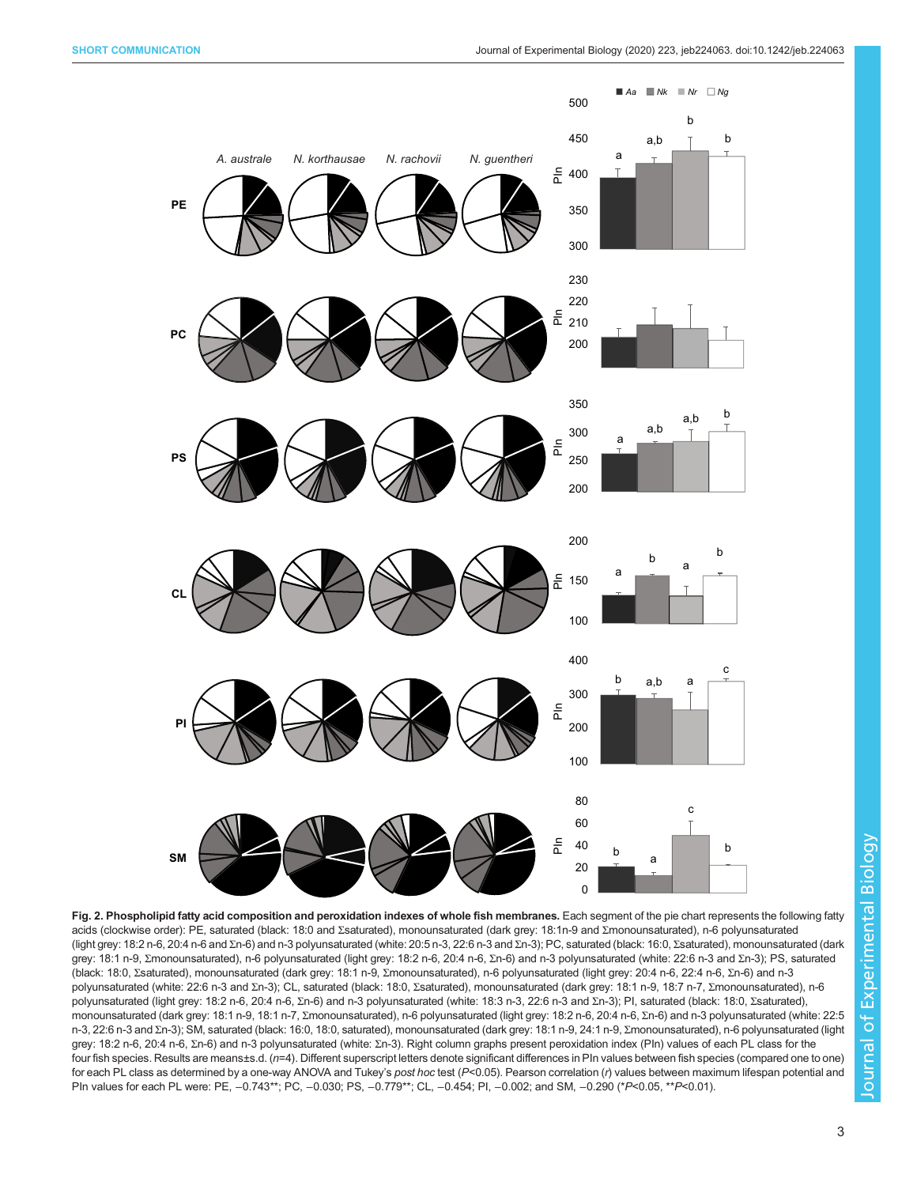**Fig. 2. Phospholipid fatty acid composition and peroxidation indexes of whole fish membranes.** Each segment of the pie chart represents the following fatty acids (clockwise order): PE, saturated (black: 18:0 and Σsaturated), monounsaturated (dark grey: 18:1n-9 and Σmonounsaturated), n-6 polyunsaturated (light grey: 18:2 n-6, 20:4 n-6 and Σn-6) and n-3 polyunsaturated (white: 20:5 n-3, 22:6 n-3 and Σn-3); PC, saturated (black: 16:0, Σsaturated), monounsaturated (dark grey: 18:1 n-9, Σmonounsaturated), n-6 polyunsaturated (light grey: 18:2 n-6, 20:4 n-6, Σn-6) and n-3 polyunsaturated (white: 22:6 n-3 and Σn-3); PS, saturated (black: 18:0, Σsaturated), monounsaturated (dark grey: 18:1 n-9, Σmonounsaturated), n-6 polyunsaturated (light grey: 20:4 n-6, 22:4 n-6, Σn-6) and n-3 polyunsaturated (white: 22:6 n-3 and Σn-3); CL, saturated (black: 18:0, Σsaturated), monounsaturated (dark grey: 18:1 n-9, 18:7 n-7, Σmonounsaturated), n-6 polyunsaturated (light grey: 18:2 n-6, 20:4 n-6, Σn-6) and n-3 polyunsaturated (white: 18:3 n-3, 22:6 n-3 and Σn-3); PI, saturated (black: 18:0, Σsaturated), monounsaturated (dark grey: 18:1 n-9, 18:1 n-7, Σmonounsaturated), n-6 polyunsaturated (light grey: 18:2 n-6, 20:4 n-6, Σn-6) and n-3 polyunsaturated (white: 22:5 n-3, 22:6 n-3 and Σn-3); SM, saturated (black: 16:0, 18:0, saturated), monounsaturated (dark grey: 18:1 n-9, 24:1 n-9, Σmonounsaturated), n-6 polyunsaturated (light grey: 18:2 n-6, 20:4 n-6, Σn-6) and n-3 polyunsaturated (white: Σn-3). Right column graphs present peroxidation index (PIn) values of each PL class for the four fish species. Results are means±s.d. ($n$=4). Different superscript letters denote significant differences in PIn values between fish species (compared one to one) for each PL class as determined by a one-way ANOVA and Tukey's *post hoc* test ($P$<0.05). Pearson correlation ($r$) values between maximum lifespan potential and PIn values for each PL were: PE, −0.743**; PC, −0.030; PS, −0.779**; CL, −0.454; PI, −0.002; and SM, −0.290 (*$P$<0.05, **$P$<0.01).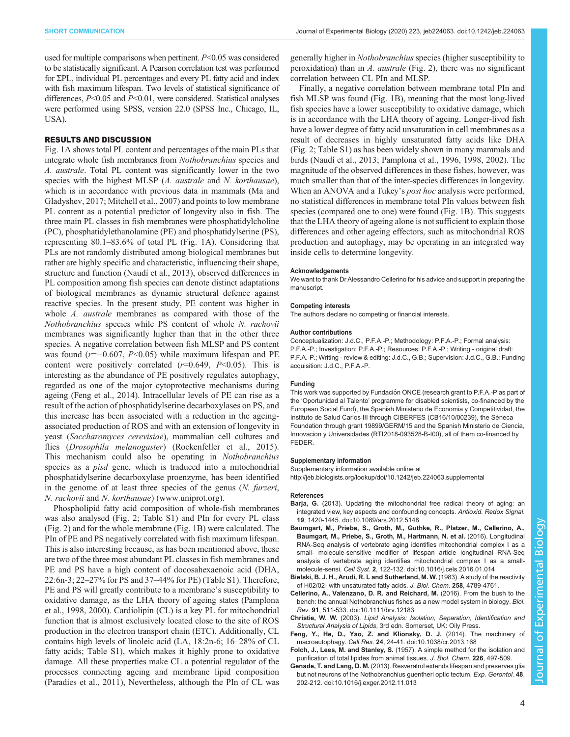used for multiple comparisons when pertinent. $P<0.05$ was considered to be statistically significant. A Pearson correlation test was performed for ΣPL, individual PL percentages and every PL fatty acid and index with fish maximum lifespan. Two levels of statistical significance of differences, $P<0.05$ and $P<0.01$, were considered. Statistical analyses were performed using SPSS, version 22.0 (SPSS Inc., Chicago, IL, USA).

## RESULTS AND DISCUSSION

Fig. 1A shows total PL content and percentages of the main PLs that integrate whole fish membranes from *Nothobranchius* species and *A. australe*. Total PL content was significantly lower in the two species with the highest MLSP (*A. australe* and *N. korthausae*), which is in accordance with previous data in mammals (Ma and Gladyshev, 2017; Mitchell et al., 2007) and points to low membrane PL content as a potential predictor of longevity also in fish. The three main PL classes in fish membranes were phosphatidylcholine (PC), phosphatidylethanolamine (PE) and phosphatidylserine (PS), representing 80.1–83.6% of total PL (Fig. 1A). Considering that PLs are not randomly distributed among biological membranes but rather are highly specific and characteristic, influencing their shape, structure and function (Naudí et al., 2013), observed differences in PL composition among fish species can denote distinct adaptations of biological membranes as dynamic structural defence against reactive species. In the present study, PE content was higher in whole *A. australe* membranes as compared with those of the *Nothobranchius* species while PS content of whole *N. rachovii* membranes was significantly higher than that in the other three species. A negative correlation between fish MLSP and PS content was found ($r=-0.607$, $P<0.05$) while maximum lifespan and PE content were positively correlated ($r=0.649$, $P<0.05$). This is interesting as the abundance of PE positively regulates autophagy, regarded as one of the major cytoprotective mechanisms during ageing (Feng et al., 2014). Intracellular levels of PE can rise as a result of the action of phosphatidylserine decarboxylases on PS, and this increase has been associated with a reduction in the ageing-associated production of ROS and with an extension of longevity in yeast (*Saccharomyces cerevisiae*), mammalian cell cultures and flies (*Drosophila melanogaster*) (Rockenfeller et al., 2015). This mechanism could also be operating in *Nothobranchius* species as a *pisd* gene, which is traduced into a mitochondrial phosphatidylserine decarboxylase proenzyme, has been identified in the genome of at least three species of the genus (*N. furzeri*, *N. rachovii* and *N. korthausae*) (www.uniprot.org).

Phospholipid fatty acid composition of whole-fish membranes was also analysed (Fig. 2; Table S1) and PIn for every PL class (Fig. 2) and for the whole membrane (Fig. 1B) were calculated. The PIn of PE and PS negatively correlated with fish maximum lifespan. This is also interesting because, as has been mentioned above, these are two of the three most abundant PL classes in fish membranes and PE and PS have a high content of docosahexaenoic acid (DHA, 22:6n-3; 22–27% for PS and 37–44% for PE) (Table S1). Therefore, PE and PS will greatly contribute to a membrane's susceptibility to oxidative damage, as the LHA theory of ageing states (Pamplona et al., 1998, 2000). Cardiolipin (CL) is a key PL for mitochondrial function that is almost exclusively located close to the site of ROS production in the electron transport chain (ETC). Additionally, CL contains high levels of linoleic acid (LA, 18:2n-6; 16–28% of CL fatty acids; Table S1), which makes it highly prone to oxidative damage. All these properties make CL a potential regulator of the processes connecting ageing and membrane lipid composition (Paradies et al., 2011), Nevertheless, although the PIn of CL was generally higher in *Nothobranchius* species (higher susceptibility to peroxidation) than in *A. australe* (Fig. 2), there was no significant correlation between CL PIn and MLSP.

Finally, a negative correlation between membrane total PIn and fish MLSP was found (Fig. 1B), meaning that the most long-lived fish species have a lower susceptibility to oxidative damage, which is in accordance with the LHA theory of ageing. Longer-lived fish have a lower degree of fatty acid unsaturation in cell membranes as a result of decreases in highly unsaturated fatty acids like DHA (Fig. 2; Table S1) as has been widely shown in many mammals and birds (Naudí et al., 2013; Pamplona et al., 1996, 1998, 2002). The magnitude of the observed differences in these fishes, however, was much smaller than that of the inter-species differences in longevity. When an ANOVA and a Tukey's *post hoc* analysis were performed, no statistical differences in membrane total PIn values between fish species (compared one to one) were found (Fig. 1B). This suggests that the LHA theory of ageing alone is not sufficient to explain those differences and other ageing effectors, such as mitochondrial ROS production and autophagy, may be operating in an integrated way inside cells to determine longevity.

#### Acknowledgements

We want to thank Dr Alessandro Cellerino for his advice and support in preparing the manuscript.

#### Competing interests

The authors declare no competing or financial interests.

#### Author contributions

Conceptualization: J.d.C., P.F.A.-P.; Methodology: P.F.A.-P.; Formal analysis: P.F.A.-P.; Investigation: P.F.A.-P.; Resources: P.F.A.-P.; Writing - original draft: P.F.A.-P.; Writing - review & editing: J.d.C., G.B.; Supervision: J.d.C., G.B.; Funding acquisition: J.d.C., P.F.A.-P.

#### Funding

This work was supported by Fundación ONCE (research grant to P.F.A.-P as part of the 'Oportunidad al Talento' programme for disabled scientists, co-financed by the European Social Fund), the Spanish Ministerio de Economia y Competitividad, the Instituto de Salud Carlos III through CIBERFES (CB16/10/00239), the Séneca Foundation through grant 19899/GERM/15 and the Spanish Ministerio de Ciencia, Innovacion y Universidades (RTI2018-093528-B-I00), all of them co-financed by FEDER.

#### Supplementary information

Supplementary information available online at
http://jeb.biologists.org/lookup/doi/10.1242/jeb.224063.supplemental

#### References

**Barja, G.** (2013). Updating the mitochondrial free radical theory of aging: an integrated view, key aspects and confounding concepts. *Antioxid. Redox Signal.* **19**, 1420-1445. doi:10.1089/ars.2012.5148

**Baumgart, M., Priebe, S., Groth, M., Guthke, R., Platzer, M., Cellerino, A., Baumgart, M., Priebe, S., Groth, M., Hartmann, N. et al.** (2016). Longitudinal RNA-Seq analysis of vertebrate aging identifies mitochondrial complex I as a small- molecule-sensitive modifier of lifespan article longitudinal RNA-Seq analysis of vertebrate aging identifies mitochondrial complex I as a small-molecule-sensi. *Cell Syst.* **2**, 122-132. doi:10.1016/j.cels.2016.01.014

**Bielski, B. J. H., Arudi, R. L and Sutherland, M. W.** (1983). A study of the reactivity of H02/02- with unsaturated fatty acids. *J. Biol. Chem.* **258**, 4789-4761.

**Cellerino, A., Valenzano, D. R. and Reichard, M.** (2016). From the bush to the bench: the annual Nothobranchius fishes as a new model system in biology. *Biol. Rev.* **91**, 511-533. doi:10.1111/brv.12183

**Christie, W. W.** (2003). *Lipid Analysis: Isolation, Separation, Identification and Structural Analysis of Lipids*, 3rd edn. Somerset, UK: Oily Press.

**Feng, Y., He, D., Yao, Z. and Klionsky, D. J.** (2014). The machinery of macroautophagy. *Cell Res.* **24**, 24-41. doi:10.1038/cr.2013.168

**Folch, J., Lees, M. and Stanley, S.** (1957). A simple method for the isolation and purification of total lipides from animal tissues. *J. Biol. Chem.* **226**, 497-509.

**Genade, T. and Lang, D. M.** (2013). Resveratrol extends lifespan and preserves glia but not neurons of the Nothobranchius guentheri optic tectum. *Exp. Gerontol.* **48**, 202-212. doi:10.1016/j.exger.2012.11.013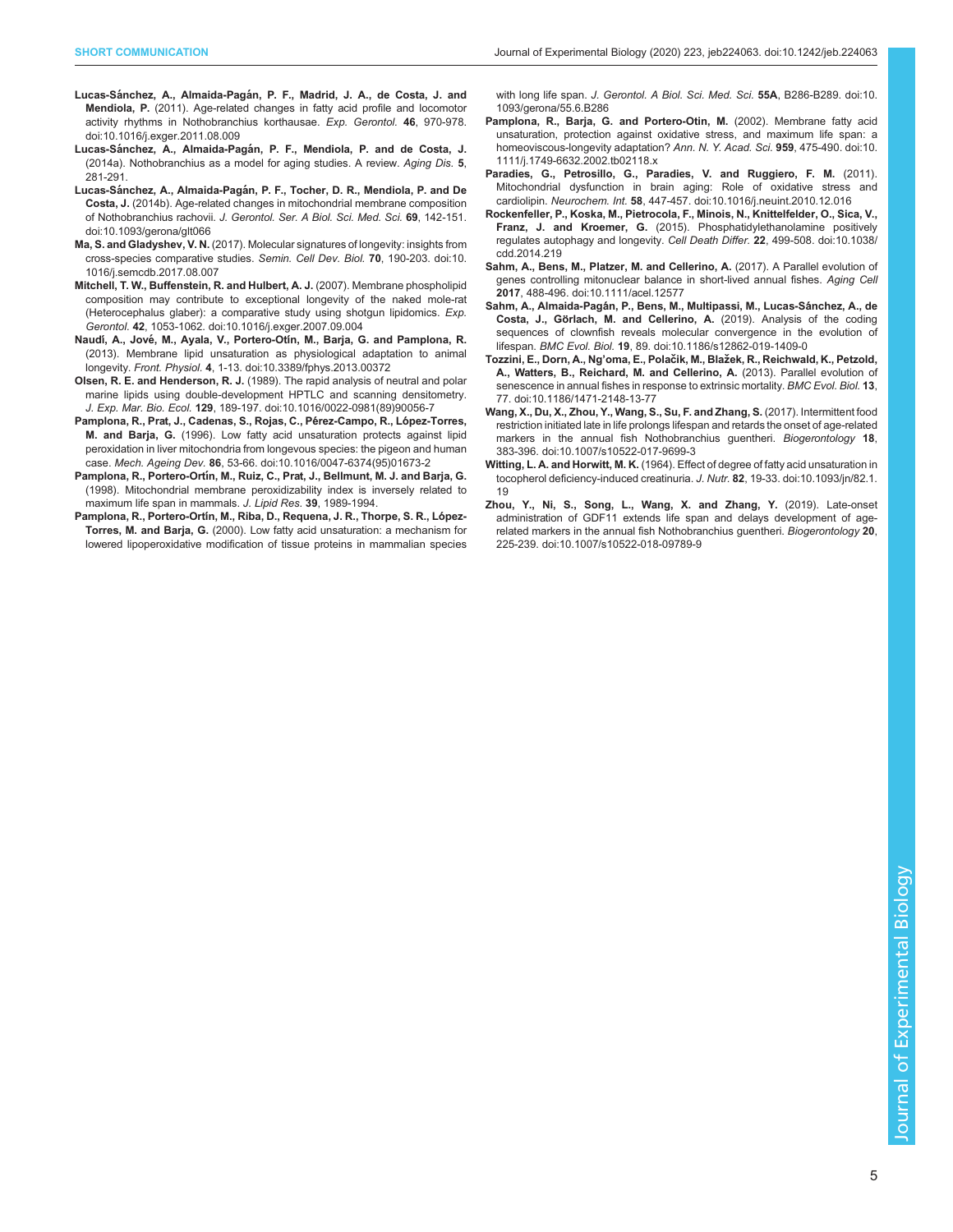**Lucas-Sánchez, A., Almaida-Pagán, P. F., Madrid, J. A., de Costa, J. and Mendiola, P.** (2011). Age-related changes in fatty acid profile and locomotor activity rhythms in Nothobranchius korthausae. *Exp. Gerontol.* **46**, 970-978. doi:10.1016/j.exger.2011.08.009

**Lucas-Sánchez, A., Almaida-Pagán, P. F., Mendiola, P. and de Costa, J.** (2014a). Nothobranchius as a model for aging studies. A review. *Aging Dis.* **5**, 281-291.

**Lucas-Sánchez, A., Almaida-Pagán, P. F., Tocher, D. R., Mendiola, P. and De Costa, J.** (2014b). Age-related changes in mitochondrial membrane composition of Nothobranchius rachovii. *J. Gerontol. Ser. A Biol. Sci. Med. Sci.* **69**, 142-151. doi:10.1093/gerona/glt066

**Ma, S. and Gladyshev, V. N.** (2017). Molecular signatures of longevity: insights from cross-species comparative studies. *Semin. Cell Dev. Biol.* **70**, 190-203. doi:10.1016/j.semcdb.2017.08.007

**Mitchell, T. W., Buffenstein, R. and Hulbert, A. J.** (2007). Membrane phospholipid composition may contribute to exceptional longevity of the naked mole-rat (Heterocephalus glaber): a comparative study using shotgun lipidomics. *Exp. Gerontol.* **42**, 1053-1062. doi:10.1016/j.exger.2007.09.004

**Naudí, A., Jové, M., Ayala, V., Portero-Otín, M., Barja, G. and Pamplona, R.** (2013). Membrane lipid unsaturation as physiological adaptation to animal longevity. *Front. Physiol.* **4**, 1-13. doi:10.3389/fphys.2013.00372

**Olsen, R. E. and Henderson, R. J.** (1989). The rapid analysis of neutral and polar marine lipids using double-development HPTLC and scanning densitometry. *J. Exp. Mar. Bio. Ecol.* **129**, 189-197. doi:10.1016/0022-0981(89)90056-7

**Pamplona, R., Prat, J., Cadenas, S., Rojas, C., Pérez-Campo, R., López-Torres, M. and Barja, G.** (1996). Low fatty acid unsaturation protects against lipid peroxidation in liver mitochondria from longevous species: the pigeon and human case. *Mech. Ageing Dev.* **86**, 53-66. doi:10.1016/0047-6374(95)01673-2

**Pamplona, R., Portero-Ortín, M., Ruiz, C., Prat, J., Bellmunt, M. J. and Barja, G.** (1998). Mitochondrial membrane peroxidizability index is inversely related to maximum life span in mammals. *J. Lipid Res.* **39**, 1989-1994.

**Pamplona, R., Portero-Ortín, M., Riba, D., Requena, J. R., Thorpe, S. R., López-Torres, M. and Barja, G.** (2000). Low fatty acid unsaturation: a mechanism for lowered lipoperoxidative modification of tissue proteins in mammalian species with long life span. *J. Gerontol. A Biol. Sci. Med. Sci.* **55A**, B286-B289. doi:10.1093/gerona/55.6.B286

**Pamplona, R., Barja, G. and Portero-Otin, M.** (2002). Membrane fatty acid unsaturation, protection against oxidative stress, and maximum life span: a homeoviscous-longevity adaptation? *Ann. N. Y. Acad. Sci.* **959**, 475-490. doi:10.1111/j.1749-6632.2002.tb02118.x

**Paradies, G., Petrosillo, G., Paradies, V. and Ruggiero, F. M.** (2011). Mitochondrial dysfunction in brain aging: Role of oxidative stress and cardiolipin. *Neurochem. Int.* **58**, 447-457. doi:10.1016/j.neuint.2010.12.016

**Rockenfeller, P., Koska, M., Pietrocola, F., Minois, N., Knittelfelder, O., Sica, V., Franz, J. and Kroemer, G.** (2015). Phosphatidylethanolamine positively regulates autophagy and longevity. *Cell Death Differ.* **22**, 499-508. doi:10.1038/cdd.2014.219

**Sahm, A., Bens, M., Platzer, M. and Cellerino, A.** (2017). A Parallel evolution of genes controlling mitonuclear balance in short-lived annual fishes. *Aging Cell* **2017**, 488-496. doi:10.1111/acel.12577

**Sahm, A., Almaida-Pagán, P., Bens, M., Multipassi, M., Lucas-Sánchez, A., de Costa, J., Görlach, M. and Cellerino, A.** (2019). Analysis of the coding sequences of clownfish reveals molecular convergence in the evolution of lifespan. *BMC Evol. Biol.* **19**, 89. doi:10.1186/s12862-019-1409-0

**Tozzini, E., Dorn, A., Ng'oma, E., Polačik, M., Blažek, R., Reichwald, K., Petzold, A., Watters, B., Reichard, M. and Cellerino, A.** (2013). Parallel evolution of senescence in annual fishes in response to extrinsic mortality. *BMC Evol. Biol.* **13**, 77. doi:10.1186/1471-2148-13-77

**Wang, X., Du, X., Zhou, Y., Wang, S., Su, F. and Zhang, S.** (2017). Intermittent food restriction initiated late in life prolongs lifespan and retards the onset of age-related markers in the annual fish Nothobranchius guentheri. *Biogerontology* **18**, 383-396. doi:10.1007/s10522-017-9699-3

**Witting, L. A. and Horwitt, M. K.** (1964). Effect of degree of fatty acid unsaturation in tocopherol deficiency-induced creatinuria. *J. Nutr.* **82**, 19-33. doi:10.1093/jn/82.1.19

**Zhou, Y., Ni, S., Song, L., Wang, X. and Zhang, Y.** (2019). Late-onset administration of GDF11 extends life span and delays development of age-related markers in the annual fish Nothobranchius guentheri. *Biogerontology* **20**, 225-239. doi:10.1007/s10522-018-09789-9